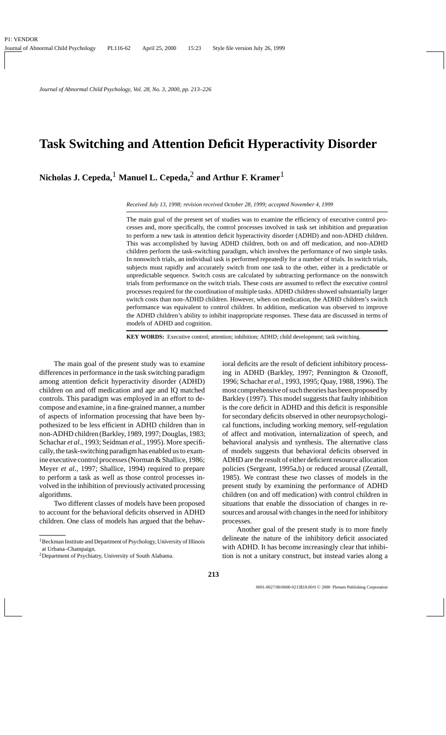# Task Switching and Attention Deficit Hyperactivity Disorder

**Nicholas J. Cepeda,[1] Manuel L. Cepeda,[2] and Arthur F. Kramer[1]**

*Received July 13, 1998; revision received October 28, 1999; accepted November 4, 1999*

The main goal of the present set of studies was to examine the efficiency of executive control processes and, more specifically, the control processes involved in task set inhibition and preparation to perform a new task in attention deficit hyperactivity disorder (ADHD) and non-ADHD children. This was accomplished by having ADHD children, both on and off medication, and non-ADHD children perform the task-switching paradigm, which involves the performance of two simple tasks. In nonswitch trials, an individual task is performed repeatedly for a number of trials. In switch trials, subjects must rapidly and accurately switch from one task to the other, either in a predictable or unpredictable sequence. Switch costs are calculated by subtracting performance on the nonswitch trials from performance on the switch trials. These costs are assumed to reflect the executive control processes required for the coordination of multiple tasks. ADHD children showed substantially larger switch costs than non-ADHD children. However, when on medication, the ADHD children's switch performance was equivalent to control children. In addition, medication was observed to improve the ADHD children's ability to inhibit inappropriate responses. These data are discussed in terms of models of ADHD and cognition.

**KEY WORDS:** Executive control; attention; inhibition; ADHD; child development; task switching.

The main goal of the present study was to examine differences in performance in the task switching paradigm among attention deficit hyperactivity disorder (ADHD) children on and off medication and age and IQ matched controls. This paradigm was employed in an effort to decompose and examine, in a fine-grained manner, a number of aspects of information processing that have been hypothesized to be less efficient in ADHD children than in non-ADHD children (Barkley, 1989, 1997; Douglas, 1983; Schachar *et al.*, 1993; Seidman *et al.*, 1995). More specifically, the task-switching paradigm has enabled us to examine executive control processes (Norman & Shallice, 1986; Meyer *et al.*, 1997; Shallice, 1994) required to prepare to perform a task as well as those control processes involved in the inhibition of previously activated processing algorithms.

Two different classes of models have been proposed to account for the behavioral deficits observed in ADHD children. One class of models has argued that the behavioral deficits are the result of deficient inhibitory processing in ADHD (Barkley, 1997; Pennington & Ozonoff, 1996; Schachar *et al.*, 1993, 1995; Quay, 1988, 1996). The most comprehensive of such theories has been proposed by Barkley (1997). This model suggests that faulty inhibition is the core deficit in ADHD and this deficit is responsible for secondary deficits observed in other neuropsychological functions, including working memory, self-regulation of affect and motivation, internalization of speech, and behavioral analysis and synthesis. The alternative class of models suggests that behavioral deficits observed in ADHD are the result of either deficient resource allocation policies (Sergeant, 1995a,b) or reduced arousal (Zentall, 1985). We contrast these two classes of models in the present study by examining the performance of ADHD children (on and off medication) with control children in situations that enable the dissociation of changes in resources and arousal with changes in the need for inhibitory processes.

Another goal of the present study is to more finely delineate the nature of the inhibitory deficit associated with ADHD. It has become increasingly clear that inhibition is not a unitary construct, but instead varies along a

[1] Beckman Institute and Department of Psychology, University of Illinois at Urbana–Champaign.

[2] Department of Psychiatry, University of South Alabama.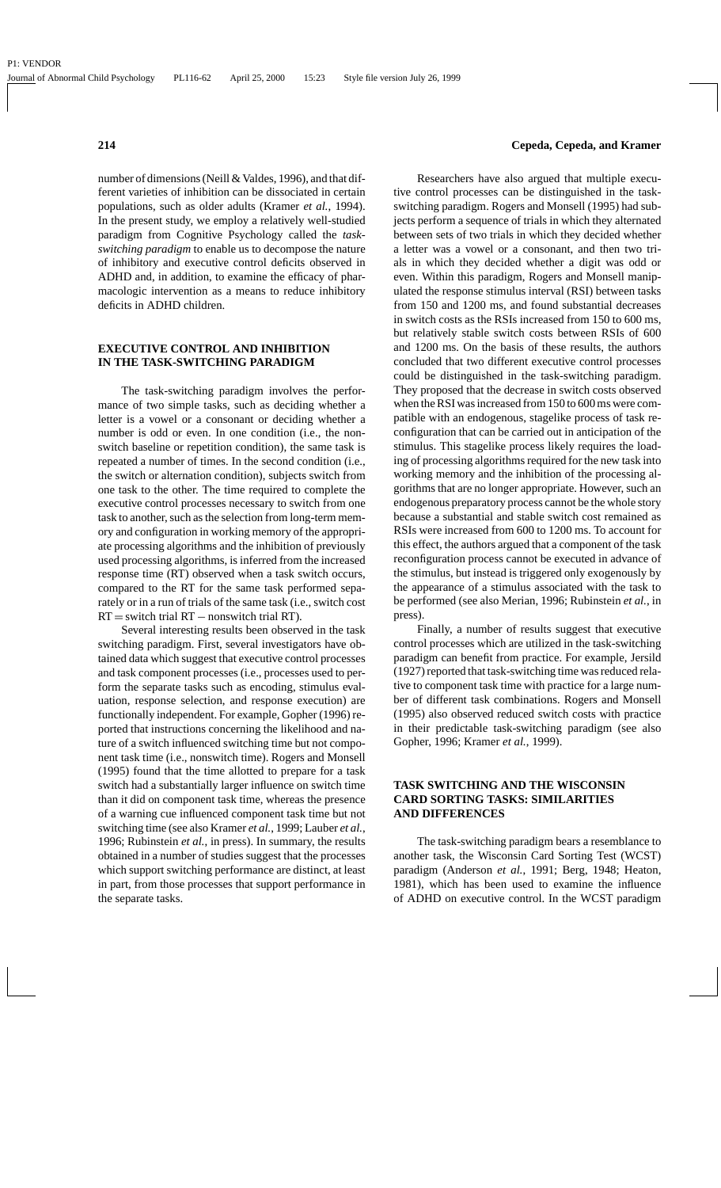number of dimensions (Neill & Valdes, 1996), and that different varieties of inhibition can be dissociated in certain populations, such as older adults (Kramer *et al.*, 1994). In the present study, we employ a relatively well-studied paradigm from Cognitive Psychology called the *task-switching paradigm* to enable us to decompose the nature of inhibitory and executive control deficits observed in ADHD and, in addition, to examine the efficacy of pharmacologic intervention as a means to reduce inhibitory deficits in ADHD children.

## EXECUTIVE CONTROL AND INHIBITION IN THE TASK-SWITCHING PARADIGM

The task-switching paradigm involves the performance of two simple tasks, such as deciding whether a letter is a vowel or a consonant or deciding whether a number is odd or even. In one condition (i.e., the nonswitch baseline or repetition condition), the same task is repeated a number of times. In the second condition (i.e., the switch or alternation condition), subjects switch from one task to the other. The time required to complete the executive control processes necessary to switch from one task to another, such as the selection from long-term memory and configuration in working memory of the appropriate processing algorithms and the inhibition of previously used processing algorithms, is inferred from the increased response time (RT) observed when a task switch occurs, compared to the RT for the same task performed separately or in a run of trials of the same task (i.e., switch cost RT = switch trial RT − nonswitch trial RT).

Several interesting results been observed in the task switching paradigm. First, several investigators have obtained data which suggest that executive control processes and task component processes (i.e., processes used to perform the separate tasks such as encoding, stimulus evaluation, response selection, and response execution) are functionally independent. For example, Gopher (1996) reported that instructions concerning the likelihood and nature of a switch influenced switching time but not component task time (i.e., nonswitch time). Rogers and Monsell (1995) found that the time allotted to prepare for a task switch had a substantially larger influence on switch time than it did on component task time, whereas the presence of a warning cue influenced component task time but not switching time (see also Kramer *et al.*, 1999; Lauber *et al.*, 1996; Rubinstein *et al.*, in press). In summary, the results obtained in a number of studies suggest that the processes which support switching performance are distinct, at least in part, from those processes that support performance in the separate tasks.

Researchers have also argued that multiple executive control processes can be distinguished in the task-switching paradigm. Rogers and Monsell (1995) had subjects perform a sequence of trials in which they alternated between sets of two trials in which they decided whether a letter was a vowel or a consonant, and then two trials in which they decided whether a digit was odd or even. Within this paradigm, Rogers and Monsell manipulated the response stimulus interval (RSI) between tasks from 150 and 1200 ms, and found substantial decreases in switch costs as the RSIs increased from 150 to 600 ms, but relatively stable switch costs between RSIs of 600 and 1200 ms. On the basis of these results, the authors concluded that two different executive control processes could be distinguished in the task-switching paradigm. They proposed that the decrease in switch costs observed when the RSI was increased from 150 to 600 ms were compatible with an endogenous, stagelike process of task reconfiguration that can be carried out in anticipation of the stimulus. This stagelike process likely requires the loading of processing algorithms required for the new task into working memory and the inhibition of the processing algorithms that are no longer appropriate. However, such an endogenous preparatory process cannot be the whole story because a substantial and stable switch cost remained as RSIs were increased from 600 to 1200 ms. To account for this effect, the authors argued that a component of the task reconfiguration process cannot be executed in advance of the stimulus, but instead is triggered only exogenously by the appearance of a stimulus associated with the task to be performed (see also Merian, 1996; Rubinstein *et al.*, in press).

Finally, a number of results suggest that executive control processes which are utilized in the task-switching paradigm can benefit from practice. For example, Jersild (1927) reported that task-switching time was reduced relative to component task time with practice for a large number of different task combinations. Rogers and Monsell (1995) also observed reduced switch costs with practice in their predictable task-switching paradigm (see also Gopher, 1996; Kramer *et al.*, 1999).

## TASK SWITCHING AND THE WISCONSIN CARD SORTING TASKS: SIMILARITIES AND DIFFERENCES

The task-switching paradigm bears a resemblance to another task, the Wisconsin Card Sorting Test (WCST) paradigm (Anderson *et al.*, 1991; Berg, 1948; Heaton, 1981), which has been used to examine the influence of ADHD on executive control. In the WCST paradigm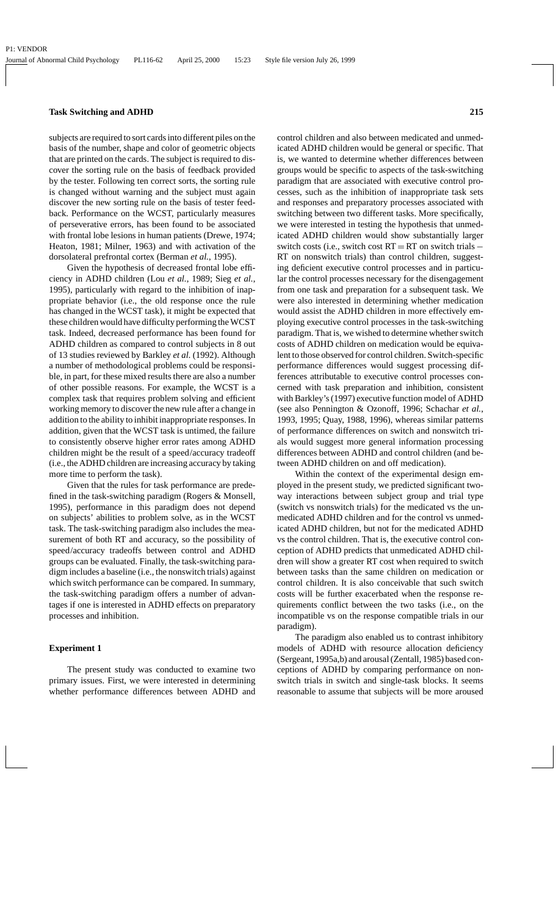subjects are required to sort cards into different piles on the basis of the number, shape and color of geometric objects that are printed on the cards. The subject is required to discover the sorting rule on the basis of feedback provided by the tester. Following ten correct sorts, the sorting rule is changed without warning and the subject must again discover the new sorting rule on the basis of tester feedback. Performance on the WCST, particularly measures of perseverative errors, has been found to be associated with frontal lobe lesions in human patients (Drewe, 1974; Heaton, 1981; Milner, 1963) and with activation of the dorsolateral prefrontal cortex (Berman *et al.*, 1995).

Given the hypothesis of decreased frontal lobe efficiency in ADHD children (Lou *et al.*, 1989; Sieg *et al.*, 1995), particularly with regard to the inhibition of inappropriate behavior (i.e., the old response once the rule has changed in the WCST task), it might be expected that these children would have difficulty performing the WCST task. Indeed, decreased performance has been found for ADHD children as compared to control subjects in 8 out of 13 studies reviewed by Barkley *et al.* (1992). Although a number of methodological problems could be responsible, in part, for these mixed results there are also a number of other possible reasons. For example, the WCST is a complex task that requires problem solving and efficient working memory to discover the new rule after a change in addition to the ability to inhibit inappropriate responses. In addition, given that the WCST task is untimed, the failure to consistently observe higher error rates among ADHD children might be the result of a speed/accuracy tradeoff (i.e., the ADHD children are increasing accuracy by taking more time to perform the task).

Given that the rules for task performance are predefined in the task-switching paradigm (Rogers & Monsell, 1995), performance in this paradigm does not depend on subjects' abilities to problem solve, as in the WCST task. The task-switching paradigm also includes the measurement of both RT and accuracy, so the possibility of speed/accuracy tradeoffs between control and ADHD groups can be evaluated. Finally, the task-switching paradigm includes a baseline (i.e., the nonswitch trials) against which switch performance can be compared. In summary, the task-switching paradigm offers a number of advantages if one is interested in ADHD effects on preparatory processes and inhibition.

## Experiment 1

The present study was conducted to examine two primary issues. First, we were interested in determining whether performance differences between ADHD and control children and also between medicated and unmedicated ADHD children would be general or specific. That is, we wanted to determine whether differences between groups would be specific to aspects of the task-switching paradigm that are associated with executive control processes, such as the inhibition of inappropriate task sets and responses and preparatory processes associated with switching between two different tasks. More specifically, we were interested in testing the hypothesis that unmedicated ADHD children would show substantially larger switch costs (i.e., switch cost RT = RT on switch trials − RT on nonswitch trials) than control children, suggesting deficient executive control processes and in particular the control processes necessary for the disengagement from one task and preparation for a subsequent task. We were also interested in determining whether medication would assist the ADHD children in more effectively employing executive control processes in the task-switching paradigm. That is, we wished to determine whether switch costs of ADHD children on medication would be equivalent to those observed for control children. Switch-specific performance differences would suggest processing differences attributable to executive control processes concerned with task preparation and inhibition, consistent with Barkley's (1997) executive function model of ADHD (see also Pennington & Ozonoff, 1996; Schachar *et al.*, 1993, 1995; Quay, 1988, 1996), whereas similar patterns of performance differences on switch and nonswitch trials would suggest more general information processing differences between ADHD and control children (and between ADHD children on and off medication).

Within the context of the experimental design employed in the present study, we predicted significant two-way interactions between subject group and trial type (switch vs nonswitch trials) for the medicated vs the unmedicated ADHD children and for the control vs unmedicated ADHD children, but not for the medicated ADHD vs the control children. That is, the executive control conception of ADHD predicts that unmedicated ADHD children will show a greater RT cost when required to switch between tasks than the same children on medication or control children. It is also conceivable that such switch costs will be further exacerbated when the response requirements conflict between the two tasks (i.e., on the incompatible vs on the response compatible trials in our paradigm).

The paradigm also enabled us to contrast inhibitory models of ADHD with resource allocation deficiency (Sergeant, 1995a,b) and arousal (Zentall, 1985) based conceptions of ADHD by comparing performance on nonswitch trials in switch and single-task blocks. It seems reasonable to assume that subjects will be more aroused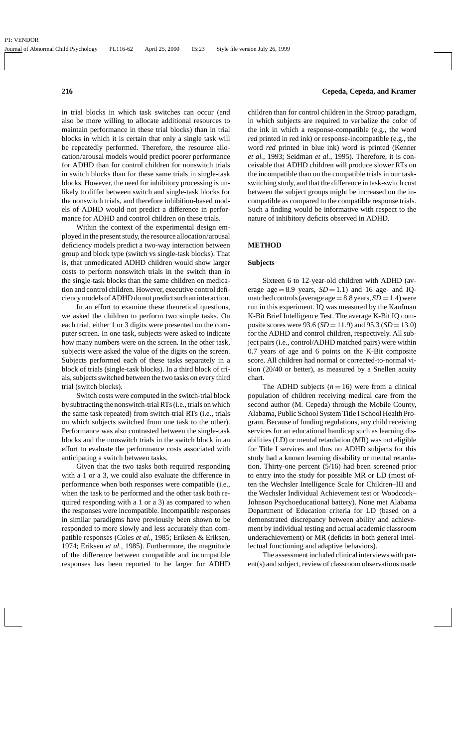in trial blocks in which task switches can occur (and also be more willing to allocate additional resources to maintain performance in these trial blocks) than in trial blocks in which it is certain that only a single task will be repeatedly performed. Therefore, the resource allocation/arousal models would predict poorer performance for ADHD than for control children for nonswitch trials in switch blocks than for these same trials in single-task blocks. However, the need for inhibitory processing is unlikely to differ between switch and single-task blocks for the nonswitch trials, and therefore inhibition-based models of ADHD would not predict a difference in performance for ADHD and control children on these trials.

Within the context of the experimental design employed in the present study, the resource allocation/arousal deficiency models predict a two-way interaction between group and block type (switch vs single-task blocks). That is, that unmedicated ADHD children would show larger costs to perform nonswitch trials in the switch than in the single-task blocks than the same children on medication and control children. However, executive control deficiency models of ADHD do not predict such an interaction.

In an effort to examine these theoretical questions, we asked the children to perform two simple tasks. On each trial, either 1 or 3 digits were presented on the computer screen. In one task, subjects were asked to indicate how many numbers were on the screen. In the other task, subjects were asked the value of the digits on the screen. Subjects performed each of these tasks separately in a block of trials (single-task blocks). In a third block of trials, subjects switched between the two tasks on every third trial (switch blocks).

Switch costs were computed in the switch-trial block by subtracting the nonswitch-trial RTs (i.e., trials on which the same task repeated) from switch-trial RTs (i.e., trials on which subjects switched from one task to the other). Performance was also contrasted between the single-task blocks and the nonswitch trials in the switch block in an effort to evaluate the performance costs associated with anticipating a switch between tasks.

Given that the two tasks both required responding with a 1 or a 3, we could also evaluate the difference in performance when both responses were compatible (i.e., when the task to be performed and the other task both required responding with a 1 or a 3) as compared to when the responses were incompatible. Incompatible responses in similar paradigms have previously been shown to be responded to more slowly and less accurately than compatible responses (Coles *et al.*, 1985; Eriksen & Eriksen, 1974; Eriksen *et al.*, 1985). Furthermore, the magnitude of the difference between compatible and incompatible responses has been reported to be larger for ADHD children than for control children in the Stroop paradigm, in which subjects are required to verbalize the color of the ink in which a response-compatible (e.g., the word *red* printed in red ink) or response-incompatible (e.g., the word *red* printed in blue ink) word is printed (Kenner *et al.*, 1993; Seidman *et al.*, 1995). Therefore, it is conceivable that ADHD children will produce slower RTs on the incompatible than on the compatible trials in our task-switching study, and that the difference in task-switch cost between the subject groups might be increased on the incompatible as compared to the compatible response trials. Such a finding would be informative with respect to the nature of inhibitory deficits observed in ADHD.

## METHOD

### Subjects

Sixteen 6 to 12-year-old children with ADHD (average age = 8.9 years, $SD = 1.1$) and 16 age- and IQ-matched controls (average age = 8.8 years, $SD = 1.4$) were run in this experiment. IQ was measured by the Kaufman K-Bit Brief Intelligence Test. The average K-Bit IQ composite scores were 93.6 ($SD = 11.9$) and 95.3 ($SD = 13.0$) for the ADHD and control children, respectively. All subject pairs (i.e., control/ADHD matched pairs) were within 0.7 years of age and 6 points on the K-Bit composite score. All children had normal or corrected-to-normal vision (20/40 or better), as measured by a Snellen acuity chart.

The ADHD subjects ($n = 16$) were from a clinical population of children receiving medical care from the second author (M. Cepeda) through the Mobile County, Alabama, Public School System Title I School Health Program. Because of funding regulations, any child receiving services for an educational handicap such as learning disabilities (LD) or mental retardation (MR) was not eligible for Title I services and thus no ADHD subjects for this study had a known learning disability or mental retardation. Thirty-one percent (5/16) had been screened prior to entry into the study for possible MR or LD (most often the Wechsler Intelligence Scale for Children–III and the Wechsler Individual Achievement test or Woodcock–Johnson Psychoeducational battery). None met Alabama Department of Education criteria for LD (based on a demonstrated discrepancy between ability and achievement by individual testing and actual academic classroom underachievement) or MR (deficits in both general intellectual functioning and adaptive behaviors).

The assessment included clinical interviews with parent(s) and subject, review of classroom observations made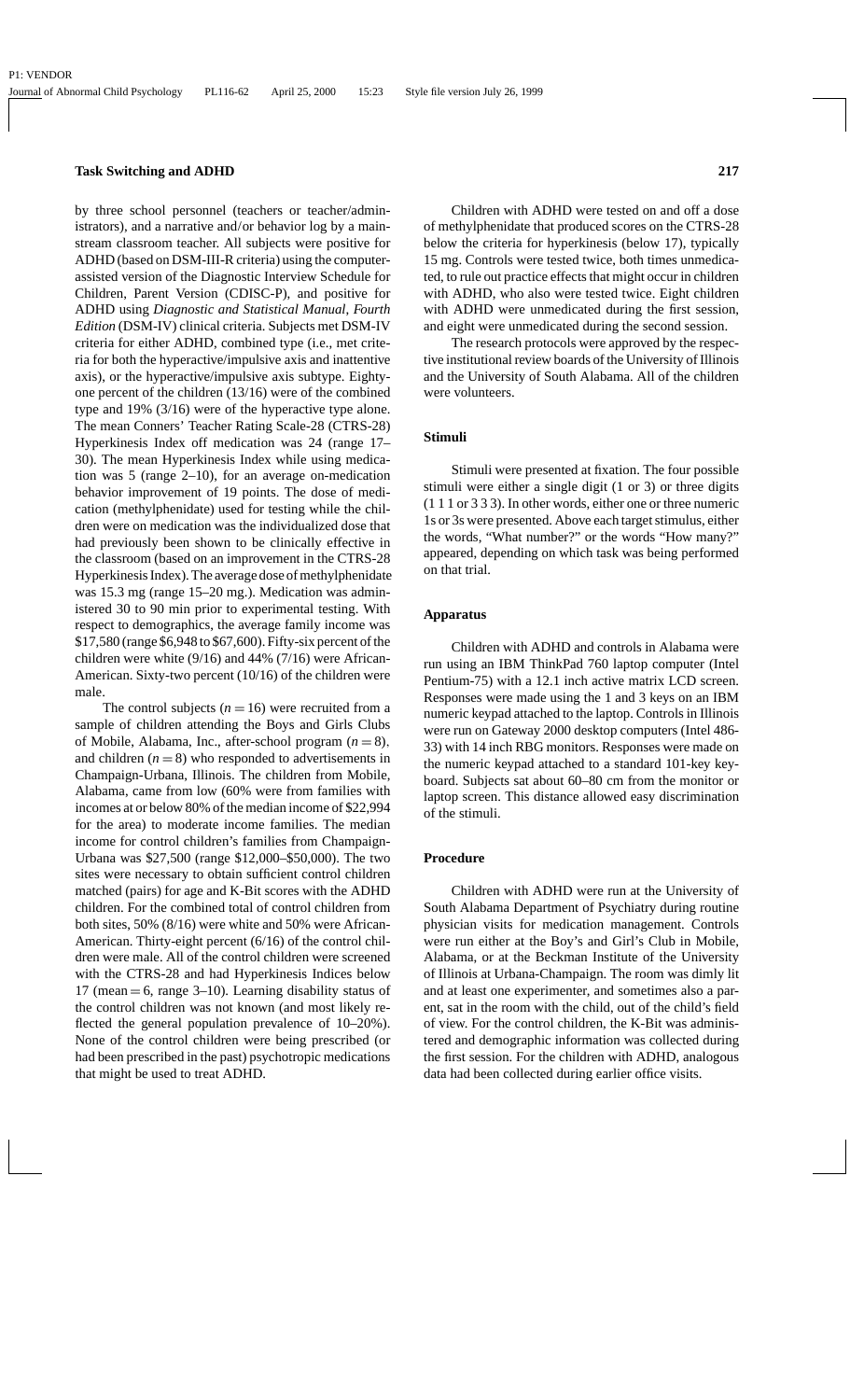by three school personnel (teachers or teacher/administrators), and a narrative and/or behavior log by a mainstream classroom teacher. All subjects were positive for ADHD (based on DSM-III-R criteria) using the computer-assisted version of the Diagnostic Interview Schedule for Children, Parent Version (CDISC-P), and positive for ADHD using *Diagnostic and Statistical Manual, Fourth Edition* (DSM-IV) clinical criteria. Subjects met DSM-IV criteria for either ADHD, combined type (i.e., met criteria for both the hyperactive/impulsive axis and inattentive axis), or the hyperactive/impulsive axis subtype. Eighty-one percent of the children (13/16) were of the combined type and 19% (3/16) were of the hyperactive type alone. The mean Conners' Teacher Rating Scale-28 (CTRS-28) Hyperkinesis Index off medication was 24 (range 17–30). The mean Hyperkinesis Index while using medication was 5 (range 2–10), for an average on-medication behavior improvement of 19 points. The dose of medication (methylphenidate) used for testing while the children were on medication was the individualized dose that had previously been shown to be clinically effective in the classroom (based on an improvement in the CTRS-28 Hyperkinesis Index). The average dose of methylphenidate was 15.3 mg (range 15–20 mg.). Medication was administered 30 to 90 min prior to experimental testing. With respect to demographics, the average family income was \$17,580 (range \$6,948 to \$67,600). Fifty-six percent of the children were white (9/16) and 44% (7/16) were African-American. Sixty-two percent (10/16) of the children were male.

The control subjects ($n = 16$) were recruited from a sample of children attending the Boys and Girls Clubs of Mobile, Alabama, Inc., after-school program ($n = 8$), and children ($n = 8$) who responded to advertisements in Champaign-Urbana, Illinois. The children from Mobile, Alabama, came from low (60% were from families with incomes at or below 80% of the median income of \$22,994 for the area) to moderate income families. The median income for control children's families from Champaign-Urbana was \$27,500 (range \$12,000–\$50,000). The two sites were necessary to obtain sufficient control children matched (pairs) for age and K-Bit scores with the ADHD children. For the combined total of control children from both sites, 50% (8/16) were white and 50% were African-American. Thirty-eight percent (6/16) of the control children were male. All of the control children were screened with the CTRS-28 and had Hyperkinesis Indices below 17 (mean = 6, range 3–10). Learning disability status of the control children was not known (and most likely reflected the general population prevalence of 10–20%). None of the control children were being prescribed (or had been prescribed in the past) psychotropic medications that might be used to treat ADHD.

Children with ADHD were tested on and off a dose of methylphenidate that produced scores on the CTRS-28 below the criteria for hyperkinesis (below 17), typically 15 mg. Controls were tested twice, both times unmedicated, to rule out practice effects that might occur in children with ADHD, who also were tested twice. Eight children with ADHD were unmedicated during the first session, and eight were unmedicated during the second session.

The research protocols were approved by the respective institutional review boards of the University of Illinois and the University of South Alabama. All of the children were volunteers.

### Stimuli

Stimuli were presented at fixation. The four possible stimuli were either a single digit (1 or 3) or three digits (1 1 1 or 3 3 3). In other words, either one or three numeric 1s or 3s were presented. Above each target stimulus, either the words, "What number?" or the words "How many?" appeared, depending on which task was being performed on that trial.

### Apparatus

Children with ADHD and controls in Alabama were run using an IBM ThinkPad 760 laptop computer (Intel Pentium-75) with a 12.1 inch active matrix LCD screen. Responses were made using the 1 and 3 keys on an IBM numeric keypad attached to the laptop. Controls in Illinois were run on Gateway 2000 desktop computers (Intel 486-33) with 14 inch RBG monitors. Responses were made on the numeric keypad attached to a standard 101-key keyboard. Subjects sat about 60–80 cm from the monitor or laptop screen. This distance allowed easy discrimination of the stimuli.

### Procedure

Children with ADHD were run at the University of South Alabama Department of Psychiatry during routine physician visits for medication management. Controls were run either at the Boy's and Girl's Club in Mobile, Alabama, or at the Beckman Institute of the University of Illinois at Urbana-Champaign. The room was dimly lit and at least one experimenter, and sometimes also a parent, sat in the room with the child, out of the child's field of view. For the control children, the K-Bit was administered and demographic information was collected during the first session. For the children with ADHD, analogous data had been collected during earlier office visits.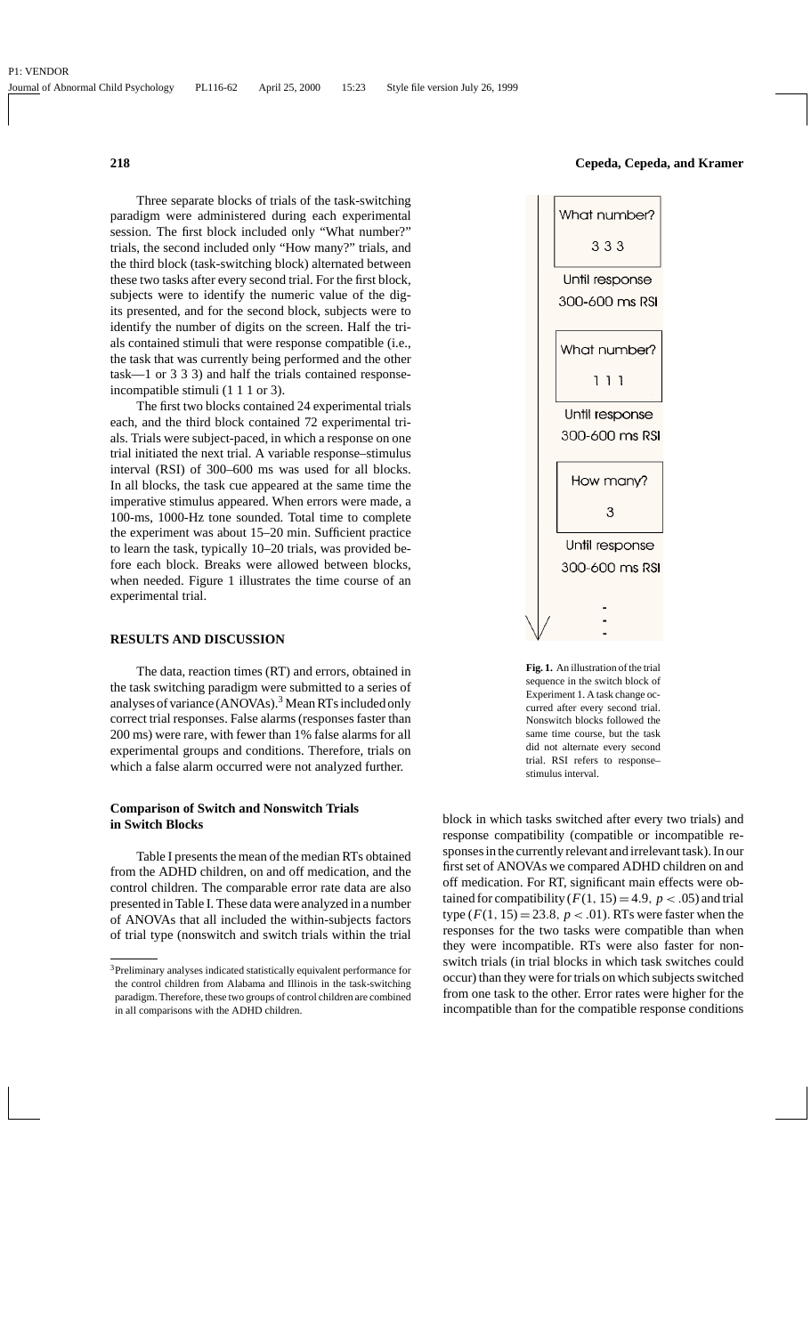Three separate blocks of trials of the task-switching paradigm were administered during each experimental session. The first block included only "What number?" trials, the second included only "How many?" trials, and the third block (task-switching block) alternated between these two tasks after every second trial. For the first block, subjects were to identify the numeric value of the digits presented, and for the second block, subjects were to identify the number of digits on the screen. Half the trials contained stimuli that were response compatible (i.e., the task that was currently being performed and the other task—1 or 3 3 3) and half the trials contained response-incompatible stimuli (1 1 1 or 3).

The first two blocks contained 24 experimental trials each, and the third block contained 72 experimental trials. Trials were subject-paced, in which a response on one trial initiated the next trial. A variable response–stimulus interval (RSI) of 300–600 ms was used for all blocks. In all blocks, the task cue appeared at the same time the imperative stimulus appeared. When errors were made, a 100-ms, 1000-Hz tone sounded. Total time to complete the experiment was about 15–20 min. Sufficient practice to learn the task, typically 10–20 trials, was provided before each block. Breaks were allowed between blocks, when needed. Figure 1 illustrates the time course of an experimental trial.

What number?
3 3 3
Until response
300-600 ms RSI
What number?
1 1 1
Until response
300-600 ms RSI
How many?
3
Until response
300-600 ms RSI
.
.
.

**Fig. 1.** An illustration of the trial sequence in the switch block of Experiment 1. A task change occurred after every second trial. Nonswitch blocks followed the same time course, but the task did not alternate every second trial. RSI refers to response–stimulus interval.

## RESULTS AND DISCUSSION

The data, reaction times (RT) and errors, obtained in the task switching paradigm were submitted to a series of analyses of variance (ANOVAs).[3] Mean RTs included only correct trial responses. False alarms (responses faster than 200 ms) were rare, with fewer than 1% false alarms for all experimental groups and conditions. Therefore, trials on which a false alarm occurred were not analyzed further.

### Comparison of Switch and Nonswitch Trials in Switch Blocks

Table I presents the mean of the median RTs obtained from the ADHD children, on and off medication, and the control children. The comparable error rate data are also presented in Table I. These data were analyzed in a number of ANOVAs that all included the within-subjects factors of trial type (nonswitch and switch trials within the trial block in which tasks switched after every two trials) and response compatibility (compatible or incompatible responses in the currently relevant and irrelevant task). In our first set of ANOVAs we compared ADHD children on and off medication. For RT, significant main effects were obtained for compatibility ($F(1, 15) = 4.9$, $p < .05$) and trial type ($F(1, 15) = 23.8$, $p < .01$). RTs were faster when the responses for the two tasks were compatible than when they were incompatible. RTs were also faster for nonswitch trials (in trial blocks in which task switches could occur) than they were for trials on which subjects switched from one task to the other. Error rates were higher for the incompatible than for the compatible response conditions

[3]Preliminary analyses indicated statistically equivalent performance for the control children from Alabama and Illinois in the task-switching paradigm. Therefore, these two groups of control children are combined in all comparisons with the ADHD children.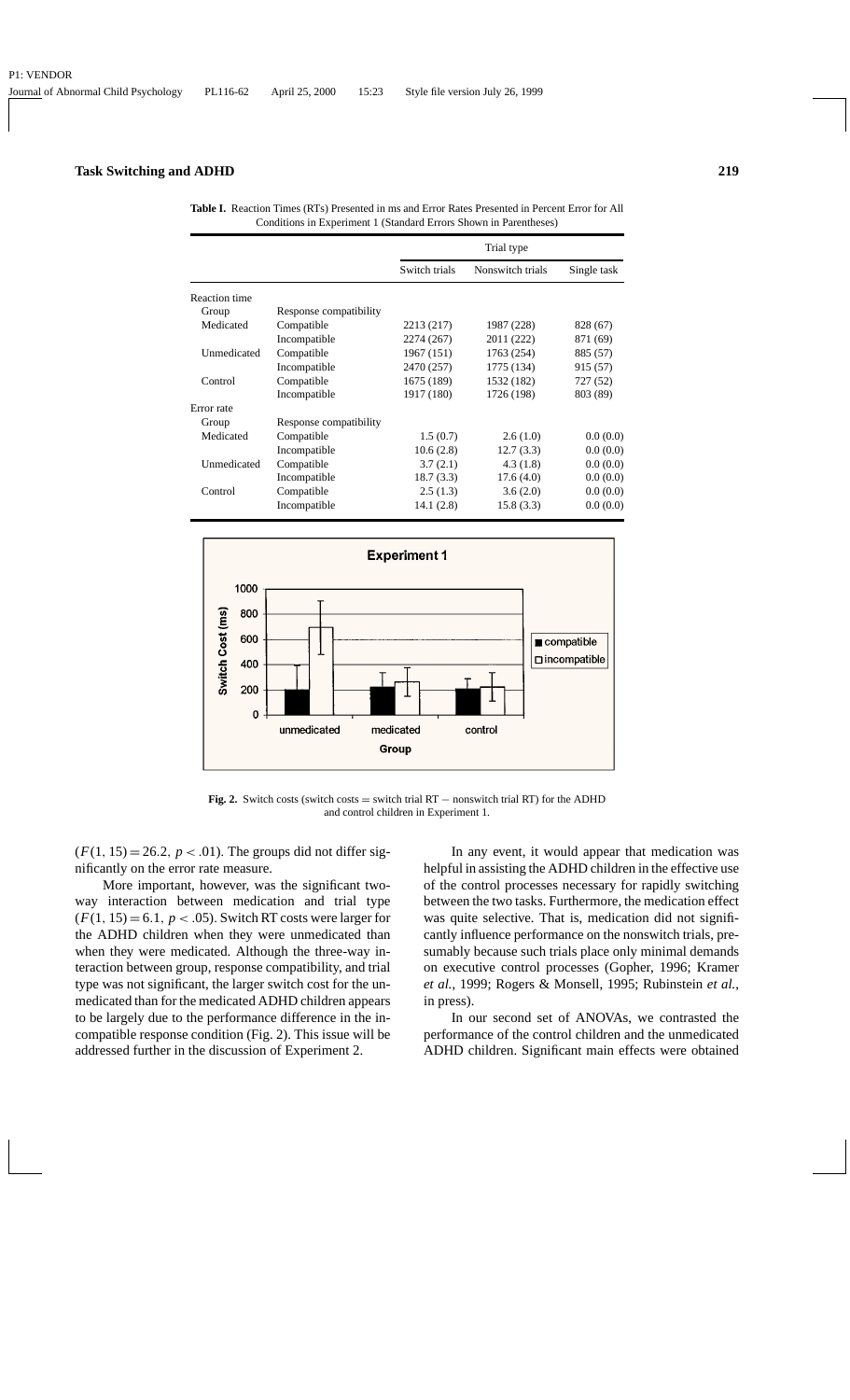**Table I.** Reaction Times (RTs) Presented in ms and Error Rates Presented in Percent Error for All Conditions in Experiment 1 (Standard Errors Shown in Parentheses)

| | | Trial type | | |
|---|---|---|---|---|
| | | Switch trials | Nonswitch trials | Single task |
| Reaction time | | | | |
| Group | Response compatibility | | | |
| Medicated | Compatible | 2213 (217) | 1987 (228) | 828 (67) |
| | Incompatible | 2274 (267) | 2011 (222) | 871 (69) |
| Unmedicated | Compatible | 1967 (151) | 1763 (254) | 885 (57) |
| | Incompatible | 2470 (257) | 1775 (134) | 915 (57) |
| Control | Compatible | 1675 (189) | 1532 (182) | 727 (52) |
| | Incompatible | 1917 (180) | 1726 (198) | 803 (89) |
| Error rate | | | | |
| Group | Response compatibility | | | |
| Medicated | Compatible | 1.5 (0.7) | 2.6 (1.0) | 0.0 (0.0) |
| | Incompatible | 10.6 (2.8) | 12.7 (3.3) | 0.0 (0.0) |
| Unmedicated | Compatible | 3.7 (2.1) | 4.3 (1.8) | 0.0 (0.0) |
| | Incompatible | 18.7 (3.3) | 17.6 (4.0) | 0.0 (0.0) |
| Control | Compatible | 2.5 (1.3) | 3.6 (2.0) | 0.0 (0.0) |
| | Incompatible | 14.1 (2.8) | 15.8 (3.3) | 0.0 (0.0) |

**Fig. 2.** Switch costs (switch costs = switch trial RT − nonswitch trial RT) for the ADHD and control children in Experiment 1.

($F(1, 15) = 26.2$, $p < .01$). The groups did not differ significantly on the error rate measure.

More important, however, was the significant two-way interaction between medication and trial type ($F(1, 15) = 6.1$, $p < .05$). Switch RT costs were larger for the ADHD children when they were unmedicated than when they were medicated. Although the three-way interaction between group, response compatibility, and trial type was not significant, the larger switch cost for the unmedicated than for the medicated ADHD children appears to be largely due to the performance difference in the incompatible response condition (Fig. 2). This issue will be addressed further in the discussion of Experiment 2.

In any event, it would appear that medication was helpful in assisting the ADHD children in the effective use of the control processes necessary for rapidly switching between the two tasks. Furthermore, the medication effect was quite selective. That is, medication did not significantly influence performance on the nonswitch trials, presumably because such trials place only minimal demands on executive control processes (Gopher, 1996; Kramer *et al.*, 1999; Rogers & Monsell, 1995; Rubinstein *et al.*, in press).

In our second set of ANOVAs, we contrasted the performance of the control children and the unmedicated ADHD children. Significant main effects were obtained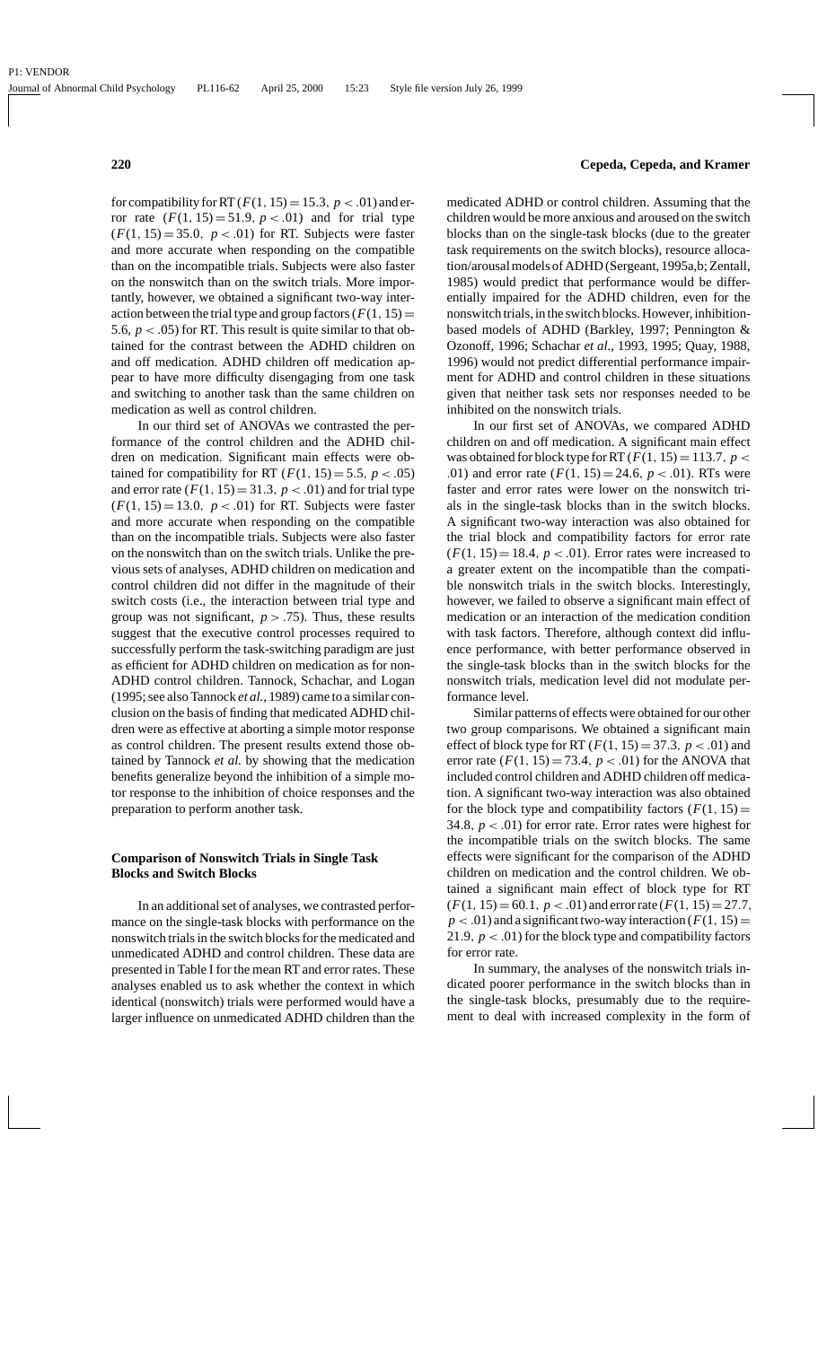for compatibility for RT ($F(1, 15) = 15.3$, $p < .01$) and error rate ($F(1, 15) = 51.9$, $p < .01$) and for trial type ($F(1, 15) = 35.0$, $p < .01$) for RT. Subjects were faster and more accurate when responding on the compatible than on the incompatible trials. Subjects were also faster on the nonswitch than on the switch trials. More importantly, however, we obtained a significant two-way interaction between the trial type and group factors ($F(1, 15) = 5.6$, $p < .05$) for RT. This result is quite similar to that obtained for the contrast between the ADHD children on and off medication. ADHD children off medication appear to have more difficulty disengaging from one task and switching to another task than the same children on medication as well as control children.

In our third set of ANOVAs we contrasted the performance of the control children and the ADHD children on medication. Significant main effects were obtained for compatibility for RT ($F(1, 15) = 5.5$, $p < .05$) and error rate ($F(1, 15) = 31.3$, $p < .01$) and for trial type ($F(1, 15) = 13.0$, $p < .01$) for RT. Subjects were faster and more accurate when responding on the compatible than on the incompatible trials. Subjects were also faster on the nonswitch than on the switch trials. Unlike the previous sets of analyses, ADHD children on medication and control children did not differ in the magnitude of their switch costs (i.e., the interaction between trial type and group was not significant, $p > .75$). Thus, these results suggest that the executive control processes required to successfully perform the task-switching paradigm are just as efficient for ADHD children on medication as for non-ADHD control children. Tannock, Schachar, and Logan (1995; see also Tannock *et al.*, 1989) came to a similar conclusion on the basis of finding that medicated ADHD children were as effective at aborting a simple motor response as control children. The present results extend those obtained by Tannock *et al.* by showing that the medication benefits generalize beyond the inhibition of a simple motor response to the inhibition of choice responses and the preparation to perform another task.

### Comparison of Nonswitch Trials in Single Task Blocks and Switch Blocks

In an additional set of analyses, we contrasted performance on the single-task blocks with performance on the nonswitch trials in the switch blocks for the medicated and unmedicated ADHD and control children. These data are presented in Table I for the mean RT and error rates. These analyses enabled us to ask whether the context in which identical (nonswitch) trials were performed would have a larger influence on unmedicated ADHD children than the medicated ADHD or control children. Assuming that the children would be more anxious and aroused on the switch blocks than on the single-task blocks (due to the greater task requirements on the switch blocks), resource allocation/arousal models of ADHD (Sergeant, 1995a,b; Zentall, 1985) would predict that performance would be differentially impaired for the ADHD children, even for the nonswitch trials, in the switch blocks. However, inhibition-based models of ADHD (Barkley, 1997; Pennington & Ozonoff, 1996; Schachar *et al.*, 1993, 1995; Quay, 1988, 1996) would not predict differential performance impairment for ADHD and control children in these situations given that neither task sets nor responses needed to be inhibited on the nonswitch trials.

In our first set of ANOVAs, we compared ADHD children on and off medication. A significant main effect was obtained for block type for RT ($F(1, 15) = 113.7$, $p < .01$) and error rate ($F(1, 15) = 24.6$, $p < .01$). RTs were faster and error rates were lower on the nonswitch trials in the single-task blocks than in the switch blocks. A significant two-way interaction was also obtained for the trial block and compatibility factors for error rate ($F(1, 15) = 18.4$, $p < .01$). Error rates were increased to a greater extent on the incompatible than the compatible nonswitch trials in the switch blocks. Interestingly, however, we failed to observe a significant main effect of medication or an interaction of the medication condition with task factors. Therefore, although context did influence performance, with better performance observed in the single-task blocks than in the switch blocks for the nonswitch trials, medication level did not modulate performance level.

Similar patterns of effects were obtained for our other two group comparisons. We obtained a significant main effect of block type for RT ($F(1, 15) = 37.3$, $p < .01$) and error rate ($F(1, 15) = 73.4$, $p < .01$) for the ANOVA that included control children and ADHD children off medication. A significant two-way interaction was also obtained for the block type and compatibility factors ($F(1, 15) = 34.8$, $p < .01$) for error rate. Error rates were highest for the incompatible trials on the switch blocks. The same effects were significant for the comparison of the ADHD children on medication and the control children. We obtained a significant main effect of block type for RT ($F(1, 15) = 60.1$, $p < .01$) and error rate ($F(1, 15) = 27.7$, $p < .01$) and a significant two-way interaction ($F(1, 15) = 21.9$, $p < .01$) for the block type and compatibility factors for error rate.

In summary, the analyses of the nonswitch trials indicated poorer performance in the switch blocks than in the single-task blocks, presumably due to the requirement to deal with increased complexity in the form of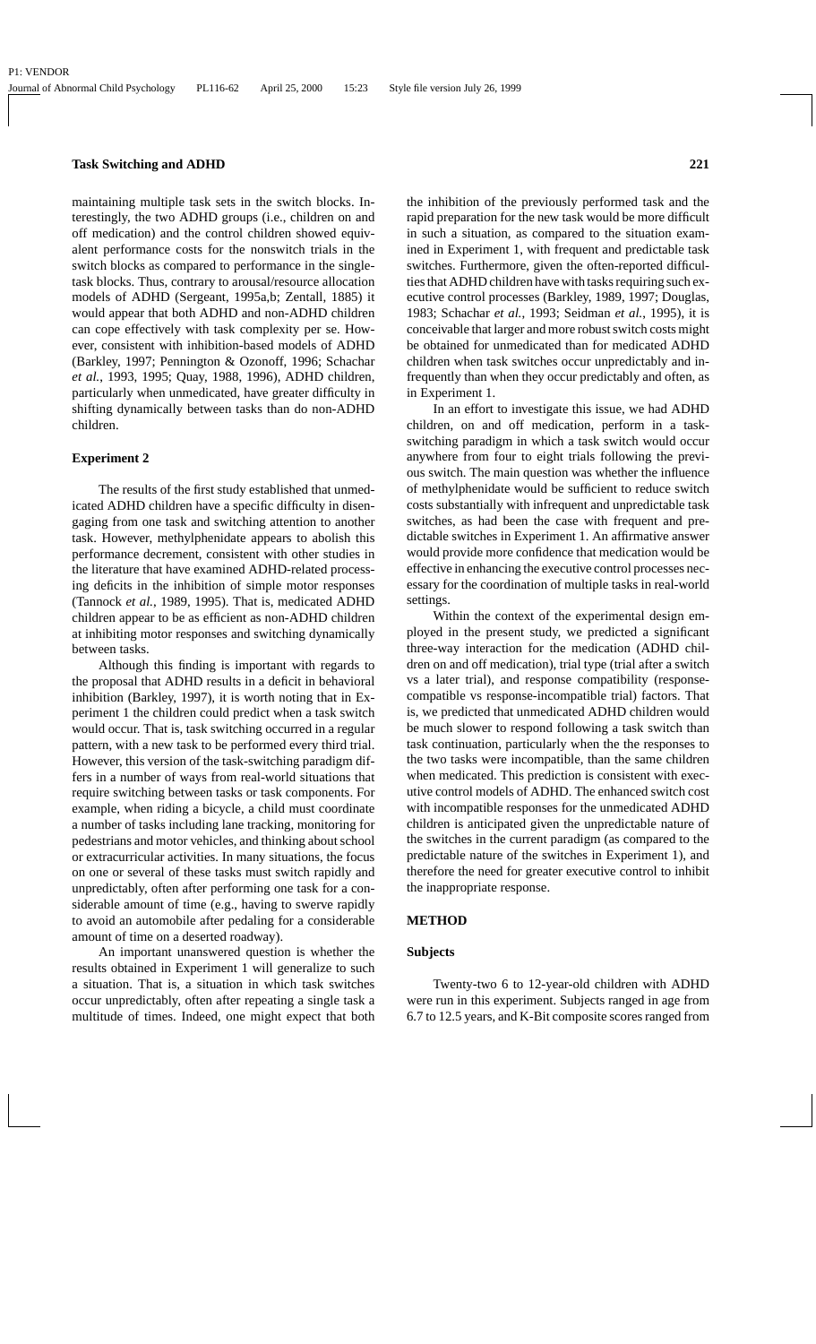maintaining multiple task sets in the switch blocks. Interestingly, the two ADHD groups (i.e., children on and off medication) and the control children showed equivalent performance costs for the nonswitch trials in the switch blocks as compared to performance in the single-task blocks. Thus, contrary to arousal/resource allocation models of ADHD (Sergeant, 1995a,b; Zentall, 1885) it would appear that both ADHD and non-ADHD children can cope effectively with task complexity per se. However, consistent with inhibition-based models of ADHD (Barkley, 1997; Pennington & Ozonoff, 1996; Schachar *et al.*, 1993, 1995; Quay, 1988, 1996), ADHD children, particularly when unmedicated, have greater difficulty in shifting dynamically between tasks than do non-ADHD children.

### Experiment 2

The results of the first study established that unmedicated ADHD children have a specific difficulty in disengaging from one task and switching attention to another task. However, methylphenidate appears to abolish this performance decrement, consistent with other studies in the literature that have examined ADHD-related processing deficits in the inhibition of simple motor responses (Tannock *et al.*, 1989, 1995). That is, medicated ADHD children appear to be as efficient as non-ADHD children at inhibiting motor responses and switching dynamically between tasks.

Although this finding is important with regards to the proposal that ADHD results in a deficit in behavioral inhibition (Barkley, 1997), it is worth noting that in Experiment 1 the children could predict when a task switch would occur. That is, task switching occurred in a regular pattern, with a new task to be performed every third trial. However, this version of the task-switching paradigm differs in a number of ways from real-world situations that require switching between tasks or task components. For example, when riding a bicycle, a child must coordinate a number of tasks including lane tracking, monitoring for pedestrians and motor vehicles, and thinking about school or extracurricular activities. In many situations, the focus on one or several of these tasks must switch rapidly and unpredictably, often after performing one task for a considerable amount of time (e.g., having to swerve rapidly to avoid an automobile after pedaling for a considerable amount of time on a deserted roadway).

An important unanswered question is whether the results obtained in Experiment 1 will generalize to such a situation. That is, a situation in which task switches occur unpredictably, often after repeating a single task a multitude of times. Indeed, one might expect that both the inhibition of the previously performed task and the rapid preparation for the new task would be more difficult in such a situation, as compared to the situation examined in Experiment 1, with frequent and predictable task switches. Furthermore, given the often-reported difficulties that ADHD children have with tasks requiring such executive control processes (Barkley, 1989, 1997; Douglas, 1983; Schachar *et al.*, 1993; Seidman *et al.*, 1995), it is conceivable that larger and more robust switch costs might be obtained for unmedicated than for medicated ADHD children when task switches occur unpredictably and infrequently than when they occur predictably and often, as in Experiment 1.

In an effort to investigate this issue, we had ADHD children, on and off medication, perform in a task-switching paradigm in which a task switch would occur anywhere from four to eight trials following the previous switch. The main question was whether the influence of methylphenidate would be sufficient to reduce switch costs substantially with infrequent and unpredictable task switches, as had been the case with frequent and predictable switches in Experiment 1. An affirmative answer would provide more confidence that medication would be effective in enhancing the executive control processes necessary for the coordination of multiple tasks in real-world settings.

Within the context of the experimental design employed in the present study, we predicted a significant three-way interaction for the medication (ADHD children on and off medication), trial type (trial after a switch vs a later trial), and response compatibility (response-compatible vs response-incompatible trial) factors. That is, we predicted that unmedicated ADHD children would be much slower to respond following a task switch than task continuation, particularly when the the responses to the two tasks were incompatible, than the same children when medicated. This prediction is consistent with executive control models of ADHD. The enhanced switch cost with incompatible responses for the unmedicated ADHD children is anticipated given the unpredictable nature of the switches in the current paradigm (as compared to the predictable nature of the switches in Experiment 1), and therefore the need for greater executive control to inhibit the inappropriate response.

## METHOD

### Subjects

Twenty-two 6 to 12-year-old children with ADHD were run in this experiment. Subjects ranged in age from 6.7 to 12.5 years, and K-Bit composite scores ranged from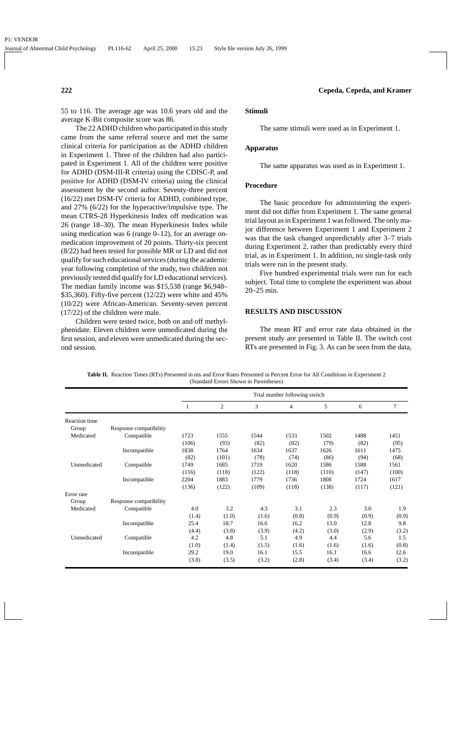55 to 116. The average age was 10.6 years old and the average K-Bit composite score was 86.

The 22 ADHD children who participated in this study came from the same referral source and met the same clinical criteria for participation as the ADHD children in Experiment 1. Three of the children had also participated in Experiment 1. All of the children were positive for ADHD (DSM-III-R criteria) using the CDISC-P, and positive for ADHD (DSM-IV criteria) using the clinical assessment by the second author. Seventy-three percent (16/22) met DSM-IV criteria for ADHD, combined type, and 27% (6/22) for the hyperactive/impulsive type. The mean CTRS-28 Hyperkinesis Index off medication was 26 (range 18–30). The mean Hyperkinesis Index while using medication was 6 (range 0–12), for an average on-medication improvement of 20 points. Thirty-six percent (8/22) had been tested for possible MR or LD and did not qualify for such educational services (during the academic year following completion of the study, two children not previously tested did qualify for LD educational services). The median family income was $15,538 (range $6,948–$35,360). Fifty-five percent (12/22) were white and 45% (10/22) were African-American. Seventy-seven percent (17/22) of the children were male.

Children were tested twice, both on and off methylphenidate. Eleven children were unmedicated during the first session, and eleven were unmedicated during the second session.

### Stimuli

The same stimuli were used as in Experiment 1.

### Apparatus

The same apparatus was used as in Experiment 1.

### Procedure

The basic procedure for administering the experiment did not differ from Experiment 1. The same general trial layout as in Experiment 1 was followed. The only major difference between Experiment 1 and Experiment 2 was that the task changed unpredictably after 3–7 trials during Experiment 2, rather than predictably every third trial, as in Experiment 1. In addition, no single-task only trials were run in the present study.

Five hundred experimental trials were run for each subject. Total time to complete the experiment was about 20–25 min.

## RESULTS AND DISCUSSION

The mean RT and error rate data obtained in the present study are presented in Table II. The switch cost RTs are presented in Fig. 3. As can be seen from the data,

**Table II.** Reaction Times (RTs) Presented in ms and Error Rates Presented in Percent Error for All Conditions in Experiment 2 (Standard Errors Shown in Parentheses)

| | | Trial number following switch | | | | | | |
|---|---|---|---|---|---|---|---|---|
| | | 1 | 2 | 3 | 4 | 5 | 6 | 7 |
| **Reaction time** | | | | | | | | |
| Group | Response compatibility | | | | | | | |
| Medicated | Compatible | 1723 | 1555 | 1544 | 1533 | 1502 | 1488 | 1451 |
| | | (106) | (93) | (82) | (82) | (79) | (82) | (95) |
| | Incompatible | 1838 | 1764 | 1634 | 1637 | 1626 | 1611 | 1475 |
| | | (82) | (101) | (78) | (74) | (86) | (94) | (68) |
| Unmedicated | Compatible | 1749 | 1685 | 1719 | 1620 | 1586 | 1588 | 1561 |
| | | (116) | (118) | (122) | (118) | (110) | (147) | (100) |
| | Incompatible | 2204 | 1883 | 1779 | 1736 | 1808 | 1724 | 1617 |
| | | (136) | (122) | (109) | (118) | (138) | (117) | (121) |
| **Error rate** | | | | | | | | |
| Group | Response compatibility | | | | | | | |
| Medicated | Compatible | 4.0 | 3.2 | 4.3 | 3.1 | 2.3 | 3.0 | 1.9 |
| | | (1.4) | (1.0) | (1.6) | (0.8) | (0.9) | (0.9) | (0.9) |
| | Incompatible | 25.4 | 18.7 | 16.6 | 16.2 | 13.0 | 12.8 | 9.8 |
| | | (4.4) | (3.8) | (3.9) | (4.2) | (3.0) | (2.9) | (3.2) |
| Unmedicated | Compatible | 4.2 | 4.8 | 5.1 | 4.9 | 4.4 | 5.6 | 1.5 |
| | | (1.0) | (1.4) | (1.5) | (1.6) | (1.6) | (1.6) | (0.8) |
| | Incompatible | 29.2 | 19.0 | 16.1 | 15.5 | 16.1 | 16.6 | 12.6 |
| | | (3.8) | (3.5) | (3.2) | (2.8) | (3.4) | (3.4) | (3.2) |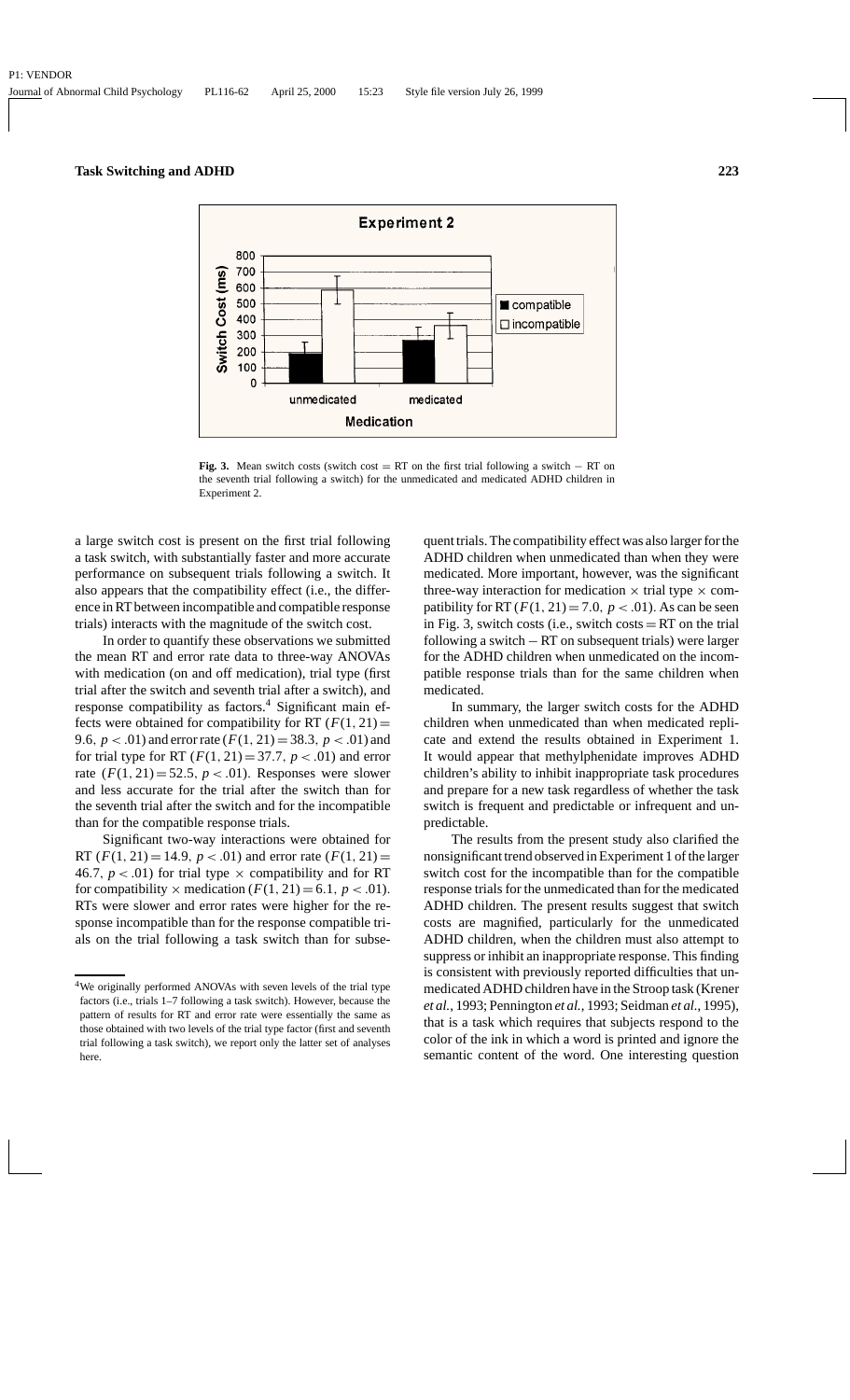**Fig. 3.** Mean switch costs (switch cost = RT on the first trial following a switch − RT on the seventh trial following a switch) for the unmedicated and medicated ADHD children in Experiment 2.

a large switch cost is present on the first trial following a task switch, with substantially faster and more accurate performance on subsequent trials following a switch. It also appears that the compatibility effect (i.e., the difference in RT between incompatible and compatible response trials) interacts with the magnitude of the switch cost.

In order to quantify these observations we submitted the mean RT and error rate data to three-way ANOVAs with medication (on and off medication), trial type (first trial after the switch and seventh trial after a switch), and response compatibility as factors.[4] Significant main effects were obtained for compatibility for RT ($F(1, 21) = 9.6$, $p < .01$) and error rate ($F(1, 21) = 38.3$, $p < .01$) and for trial type for RT ($F(1, 21) = 37.7$, $p < .01$) and error rate ($F(1, 21) = 52.5$, $p < .01$). Responses were slower and less accurate for the trial after the switch than for the seventh trial after the switch and for the incompatible than for the compatible response trials.

Significant two-way interactions were obtained for RT ($F(1, 21) = 14.9$, $p < .01$) and error rate ($F(1, 21) = 46.7$, $p < .01$) for trial type × compatibility and for RT for compatibility × medication ($F(1, 21) = 6.1$, $p < .01$). RTs were slower and error rates were higher for the response incompatible than for the response compatible trials on the trial following a task switch than for subsequent trials. The compatibility effect was also larger for the ADHD children when unmedicated than when they were medicated. More important, however, was the significant three-way interaction for medication × trial type × compatibility for RT ($F(1, 21) = 7.0$, $p < .01$). As can be seen in Fig. 3, switch costs (i.e., switch costs = RT on the trial following a switch − RT on subsequent trials) were larger for the ADHD children when unmedicated on the incompatible response trials than for the same children when medicated.

In summary, the larger switch costs for the ADHD children when unmedicated than when medicated replicate and extend the results obtained in Experiment 1. It would appear that methylphenidate improves ADHD children's ability to inhibit inappropriate task procedures and prepare for a new task regardless of whether the task switch is frequent and predictable or infrequent and unpredictable.

The results from the present study also clarified the nonsignificant trend observed in Experiment 1 of the larger switch cost for the incompatible than for the compatible response trials for the unmedicated than for the medicated ADHD children. The present results suggest that switch costs are magnified, particularly for the unmedicated ADHD children, when the children must also attempt to suppress or inhibit an inappropriate response. This finding is consistent with previously reported difficulties that unmedicated ADHD children have in the Stroop task (Krener *et al.*, 1993; Pennington *et al.*, 1993; Seidman *et al.*, 1995), that is a task which requires that subjects respond to the color of the ink in which a word is printed and ignore the semantic content of the word. One interesting question

[4] We originally performed ANOVAs with seven levels of the trial type factors (i.e., trials 1–7 following a task switch). However, because the pattern of results for RT and error rate were essentially the same as those obtained with two levels of the trial type factor (first and seventh trial following a task switch), we report only the latter set of analyses here.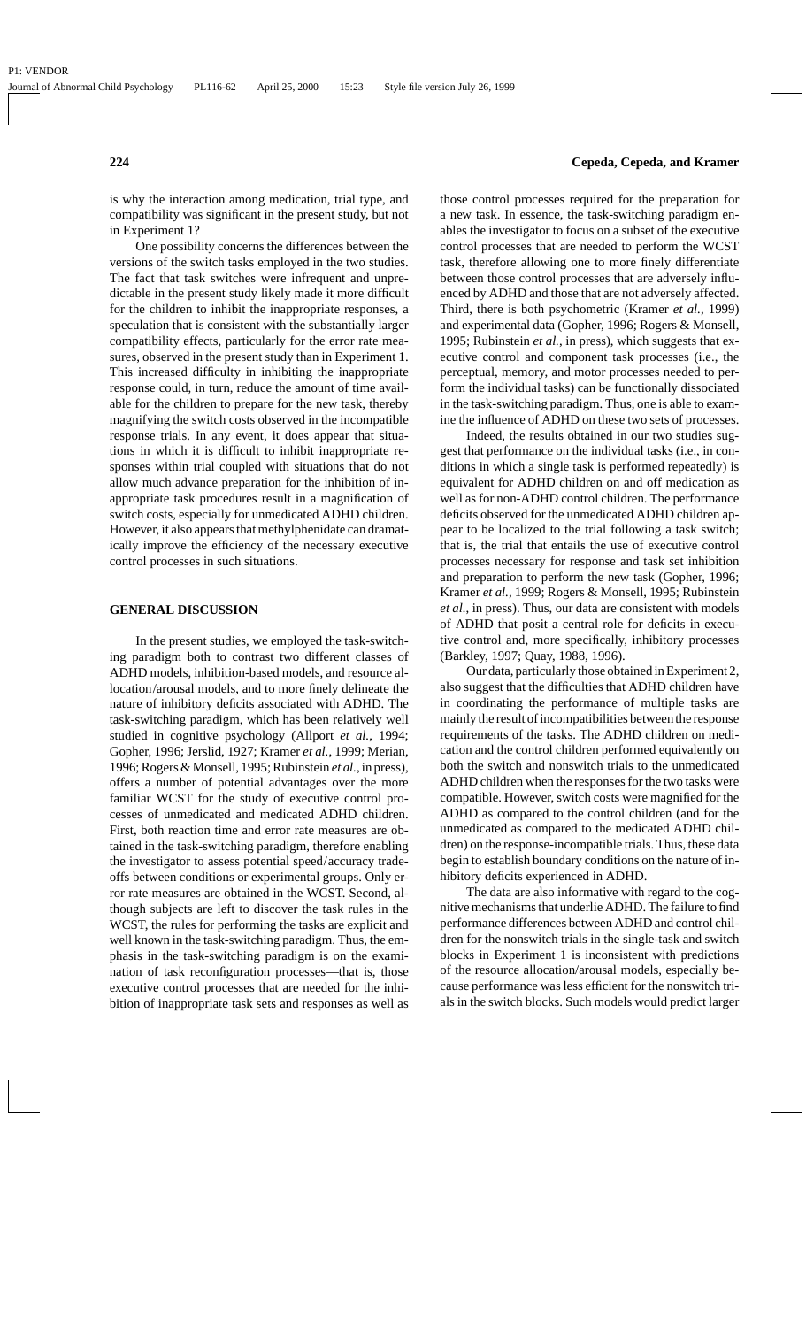is why the interaction among medication, trial type, and compatibility was significant in the present study, but not in Experiment 1?

One possibility concerns the differences between the versions of the switch tasks employed in the two studies. The fact that task switches were infrequent and unpredictable in the present study likely made it more difficult for the children to inhibit the inappropriate responses, a speculation that is consistent with the substantially larger compatibility effects, particularly for the error rate measures, observed in the present study than in Experiment 1. This increased difficulty in inhibiting the inappropriate response could, in turn, reduce the amount of time available for the children to prepare for the new task, thereby magnifying the switch costs observed in the incompatible response trials. In any event, it does appear that situations in which it is difficult to inhibit inappropriate responses within trial coupled with situations that do not allow much advance preparation for the inhibition of inappropriate task procedures result in a magnification of switch costs, especially for unmedicated ADHD children. However, it also appears that methylphenidate can dramatically improve the efficiency of the necessary executive control processes in such situations.

## GENERAL DISCUSSION

In the present studies, we employed the task-switching paradigm both to contrast two different classes of ADHD models, inhibition-based models, and resource allocation/arousal models, and to more finely delineate the nature of inhibitory deficits associated with ADHD. The task-switching paradigm, which has been relatively well studied in cognitive psychology (Allport *et al.*, 1994; Gopher, 1996; Jerslid, 1927; Kramer *et al.*, 1999; Merian, 1996; Rogers & Monsell, 1995; Rubinstein *et al.*, in press), offers a number of potential advantages over the more familiar WCST for the study of executive control processes of unmedicated and medicated ADHD children. First, both reaction time and error rate measures are obtained in the task-switching paradigm, therefore enabling the investigator to assess potential speed/accuracy tradeoffs between conditions or experimental groups. Only error rate measures are obtained in the WCST. Second, although subjects are left to discover the task rules in the WCST, the rules for performing the tasks are explicit and well known in the task-switching paradigm. Thus, the emphasis in the task-switching paradigm is on the examination of task reconfiguration processes—that is, those executive control processes that are needed for the inhibition of inappropriate task sets and responses as well as those control processes required for the preparation for a new task. In essence, the task-switching paradigm enables the investigator to focus on a subset of the executive control processes that are needed to perform the WCST task, therefore allowing one to more finely differentiate between those control processes that are adversely influenced by ADHD and those that are not adversely affected. Third, there is both psychometric (Kramer *et al.*, 1999) and experimental data (Gopher, 1996; Rogers & Monsell, 1995; Rubinstein *et al.*, in press), which suggests that executive control and component task processes (i.e., the perceptual, memory, and motor processes needed to perform the individual tasks) can be functionally dissociated in the task-switching paradigm. Thus, one is able to examine the influence of ADHD on these two sets of processes.

Indeed, the results obtained in our two studies suggest that performance on the individual tasks (i.e., in conditions in which a single task is performed repeatedly) is equivalent for ADHD children on and off medication as well as for non-ADHD control children. The performance deficits observed for the unmedicated ADHD children appear to be localized to the trial following a task switch; that is, the trial that entails the use of executive control processes necessary for response and task set inhibition and preparation to perform the new task (Gopher, 1996; Kramer *et al.*, 1999; Rogers & Monsell, 1995; Rubinstein *et al.*, in press). Thus, our data are consistent with models of ADHD that posit a central role for deficits in executive control and, more specifically, inhibitory processes (Barkley, 1997; Quay, 1988, 1996).

Our data, particularly those obtained in Experiment 2, also suggest that the difficulties that ADHD children have in coordinating the performance of multiple tasks are mainly the result of incompatibilities between the response requirements of the tasks. The ADHD children on medication and the control children performed equivalently on both the switch and nonswitch trials to the unmedicated ADHD children when the responses for the two tasks were compatible. However, switch costs were magnified for the ADHD as compared to the control children (and for the unmedicated as compared to the medicated ADHD children) on the response-incompatible trials. Thus, these data begin to establish boundary conditions on the nature of inhibitory deficits experienced in ADHD.

The data are also informative with regard to the cognitive mechanisms that underlie ADHD. The failure to find performance differences between ADHD and control children for the nonswitch trials in the single-task and switch blocks in Experiment 1 is inconsistent with predictions of the resource allocation/arousal models, especially because performance was less efficient for the nonswitch trials in the switch blocks. Such models would predict larger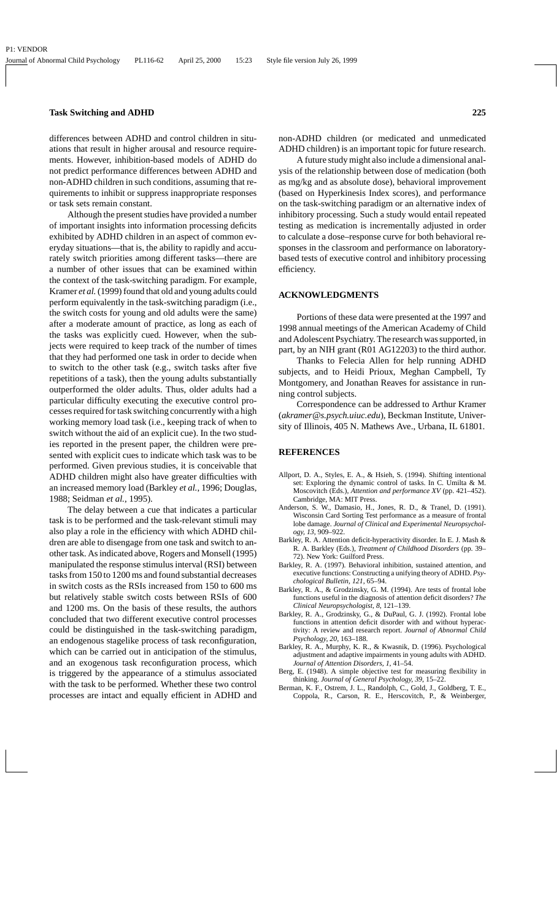differences between ADHD and control children in situations that result in higher arousal and resource requirements. However, inhibition-based models of ADHD do not predict performance differences between ADHD and non-ADHD children in such conditions, assuming that requirements to inhibit or suppress inappropriate responses or task sets remain constant.

Although the present studies have provided a number of important insights into information processing deficits exhibited by ADHD children in an aspect of common everyday situations—that is, the ability to rapidly and accurately switch priorities among different tasks—there are a number of other issues that can be examined within the context of the task-switching paradigm. For example, Kramer *et al.* (1999) found that old and young adults could perform equivalently in the task-switching paradigm (i.e., the switch costs for young and old adults were the same) after a moderate amount of practice, as long as each of the tasks was explicitly cued. However, when the subjects were required to keep track of the number of times that they had performed one task in order to decide when to switch to the other task (e.g., switch tasks after five repetitions of a task), then the young adults substantially outperformed the older adults. Thus, older adults had a particular difficulty executing the executive control processes required for task switching concurrently with a high working memory load task (i.e., keeping track of when to switch without the aid of an explicit cue). In the two studies reported in the present paper, the children were presented with explicit cues to indicate which task was to be performed. Given previous studies, it is conceivable that ADHD children might also have greater difficulties with an increased memory load (Barkley *et al.*, 1996; Douglas, 1988; Seidman *et al.*, 1995).

The delay between a cue that indicates a particular task is to be performed and the task-relevant stimuli may also play a role in the efficiency with which ADHD children are able to disengage from one task and switch to another task. As indicated above, Rogers and Monsell (1995) manipulated the response stimulus interval (RSI) between tasks from 150 to 1200 ms and found substantial decreases in switch costs as the RSIs increased from 150 to 600 ms but relatively stable switch costs between RSIs of 600 and 1200 ms. On the basis of these results, the authors concluded that two different executive control processes could be distinguished in the task-switching paradigm, an endogenous stagelike process of task reconfiguration, which can be carried out in anticipation of the stimulus, and an exogenous task reconfiguration process, which is triggered by the appearance of a stimulus associated with the task to be performed. Whether these two control processes are intact and equally efficient in ADHD and non-ADHD children (or medicated and unmedicated ADHD children) is an important topic for future research.

A future study might also include a dimensional analysis of the relationship between dose of medication (both as mg/kg and as absolute dose), behavioral improvement (based on Hyperkinesis Index scores), and performance on the task-switching paradigm or an alternative index of inhibitory processing. Such a study would entail repeated testing as medication is incrementally adjusted in order to calculate a dose–response curve for both behavioral responses in the classroom and performance on laboratory-based tests of executive control and inhibitory processing efficiency.

## ACKNOWLEDGMENTS

Portions of these data were presented at the 1997 and 1998 annual meetings of the American Academy of Child and Adolescent Psychiatry. The research was supported, in part, by an NIH grant (R01 AG12203) to the third author.

Thanks to Felecia Allen for help running ADHD subjects, and to Heidi Prioux, Meghan Campbell, Ty Montgomery, and Jonathan Reaves for assistance in running control subjects.

Correspondence can be addressed to Arthur Kramer (*akramer@s.psych.uiuc.edu*), Beckman Institute, University of Illinois, 405 N. Mathews Ave., Urbana, IL 61801.

## REFERENCES

Allport, D. A., Styles, E. A., & Hsieh, S. (1994). Shifting intentional set: Exploring the dynamic control of tasks. In C. Umilta & M. Moscovitch (Eds.), *Attention and performance XV* (pp. 421–452). Cambridge, MA: MIT Press.

Anderson, S. W., Damasio, H., Jones, R. D., & Tranel, D. (1991). Wisconsin Card Sorting Test performance as a measure of frontal lobe damage. *Journal of Clinical and Experimental Neuropsychology, 13*, 909–922.

Barkley, R. A. Attention deficit-hyperactivity disorder. In E. J. Mash & R. A. Barkley (Eds.), *Treatment of Childhood Disorders* (pp. 39–72). New York: Guilford Press.

Barkley, R. A. (1997). Behavioral inhibition, sustained attention, and executive functions: Constructing a unifying theory of ADHD. *Psychological Bulletin, 121*, 65–94.

Barkley, R. A., & Grodzinsky, G. M. (1994). Are tests of frontal lobe functions useful in the diagnosis of attention deficit disorders? *The Clinical Neuropsychologist, 8*, 121–139.

Barkley, R. A., Grodzinsky, G., & DuPaul, G. J. (1992). Frontal lobe functions in attention deficit disorder with and without hyperactivity: A review and research report. *Journal of Abnormal Child Psychology, 20*, 163–188.

Barkley, R. A., Murphy, K. R., & Kwasnik, D. (1996). Psychological adjustment and adaptive impairments in young adults with ADHD. *Journal of Attention Disorders, 1*, 41–54.

Berg, E. (1948). A simple objective test for measuring flexibility in thinking. *Journal of General Psychology, 39*, 15–22.

Berman, K. F., Ostrem, J. L., Randolph, C., Gold, J., Goldberg, T. E., Coppola, R., Carson, R. E., Herscovitch, P., & Weinberger,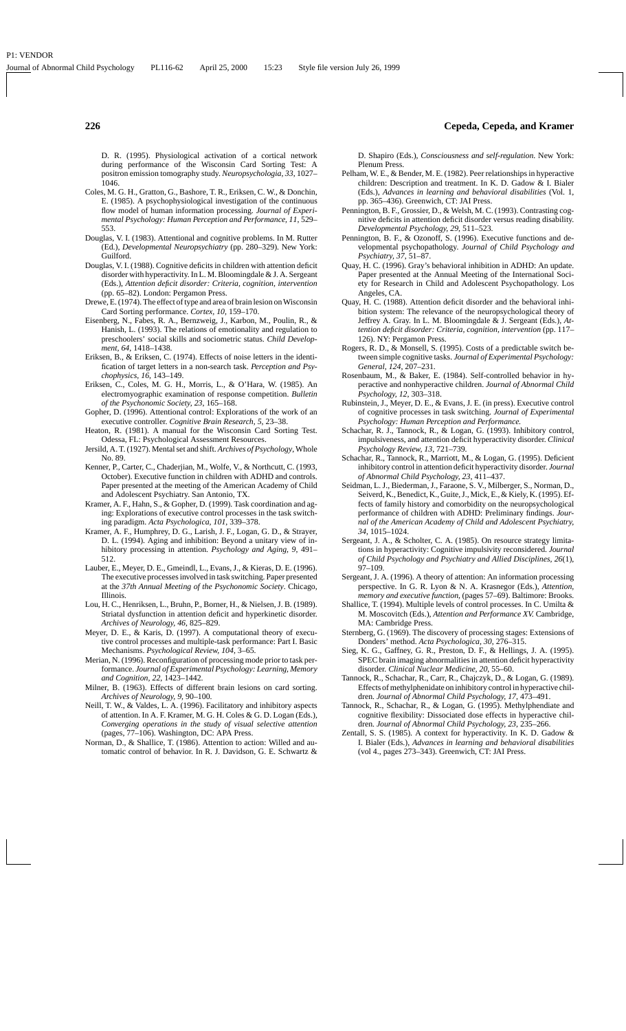D. R. (1995). Physiological activation of a cortical network during performance of the Wisconsin Card Sorting Test: A positron emission tomography study. *Neuropsychologia, 33*, 1027–1046.

Coles, M. G. H., Gratton, G., Bashore, T. R., Eriksen, C. W., & Donchin, E. (1985). A psychophysiological investigation of the continuous flow model of human information processing. *Journal of Experimental Psychology: Human Perception and Performance, 11*, 529–553.

Douglas, V. I. (1983). Attentional and cognitive problems. In M. Rutter (Ed.), *Developmental Neuropsychiatry* (pp. 280–329). New York: Guilford.

Douglas, V. I. (1988). Cognitive deficits in children with attention deficit disorder with hyperactivity. In L. M. Bloomingdale & J. A. Sergeant (Eds.), *Attention deficit disorder: Criteria, cognition, intervention* (pp. 65–82). London: Pergamon Press.

Drewe, E. (1974). The effect of type and area of brain lesion on Wisconsin Card Sorting performance. *Cortex, 10*, 159–170.

Eisenberg, N., Fabes, R. A., Bernzweig, J., Karbon, M., Poulin, R., & Hanish, L. (1993). The relations of emotionality and regulation to preschoolers' social skills and sociometric status. *Child Development, 64*, 1418–1438.

Eriksen, B., & Eriksen, C. (1974). Effects of noise letters in the identification of target letters in a non-search task. *Perception and Psychophysics, 16*, 143–149.

Eriksen, C., Coles, M. G. H., Morris, L., & O'Hara, W. (1985). An electromyographic examination of response competition. *Bulletin of the Psychonomic Society, 23*, 165–168.

Gopher, D. (1996). Attentional control: Explorations of the work of an executive controller. *Cognitive Brain Research, 5*, 23–38.

Heaton, R. (1981). A manual for the Wisconsin Card Sorting Test. Odessa, FL: Psychological Assessment Resources.

Jersild, A. T. (1927). Mental set and shift. *Archives of Psychology*, Whole No. 89.

Kenner, P., Carter, C., Chaderjian, M., Wolfe, V., & Northcutt, C. (1993, October). Executive function in children with ADHD and controls. Paper presented at the meeting of the American Academy of Child and Adolescent Psychiatry. San Antonio, TX.

Kramer, A. F., Hahn, S., & Gopher, D. (1999). Task coordination and aging: Explorations of executive control processes in the task switching paradigm. *Acta Psychologica, 101*, 339–378.

Kramer, A. F., Humphrey, D. G., Larish, J. F., Logan, G. D., & Strayer, D. L. (1994). Aging and inhibition: Beyond a unitary view of inhibitory processing in attention. *Psychology and Aging, 9*, 491–512.

Lauber, E., Meyer, D. E., Gmeindl, L., Evans, J., & Kieras, D. E. (1996). The executive processes involved in task switching. Paper presented at the *37th Annual Meeting of the Psychonomic Society*. Chicago, Illinois.

Lou, H. C., Henriksen, L., Bruhn, P., Borner, H., & Nielsen, J. B. (1989). Striatal dysfunction in attention deficit and hyperkinetic disorder. *Archives of Neurology, 46*, 825–829.

Meyer, D. E., & Karis, D. (1997). A computational theory of executive control processes and multiple-task performance: Part I. Basic Mechanisms. *Psychological Review, 104*, 3–65.

Merian, N. (1996). Reconfiguration of processing mode prior to task performance. *Journal of Experimental Psychology: Learning, Memory and Cognition, 22*, 1423–1442.

Milner, B. (1963). Effects of different brain lesions on card sorting. *Archives of Neurology, 9*, 90–100.

Neill, T. W., & Valdes, L. A. (1996). Facilitatory and inhibitory aspects of attention. In A. F. Kramer, M. G. H. Coles & G. D. Logan (Eds.), *Converging operations in the study of visual selective attention* (pages, 77–106). Washington, DC: APA Press.

Norman, D., & Shallice, T. (1986). Attention to action: Willed and automatic control of behavior. In R. J. Davidson, G. E. Schwartz & D. Shapiro (Eds.), *Consciousness and self-regulation*. New York: Plenum Press.

Pelham, W. E., & Bender, M. E. (1982). Peer relationships in hyperactive children: Description and treatment. In K. D. Gadow & I. Bialer (Eds.), *Advances in learning and behavioral disabilities* (Vol. 1, pp. 365–436). Greenwich, CT: JAI Press.

Pennington, B. F., Grossier, D., & Welsh, M. C. (1993). Contrasting cognitive deficits in attention deficit disorder versus reading disability. *Developmental Psychology, 29*, 511–523.

Pennington, B. F., & Ozonoff, S. (1996). Executive functions and developmental psychopathology. *Journal of Child Psychology and Psychiatry, 37*, 51–87.

Quay, H. C. (1996). Gray's behavioral inhibition in ADHD: An update. Paper presented at the Annual Meeting of the International Society for Research in Child and Adolescent Psychopathology. Los Angeles, CA.

Quay, H. C. (1988). Attention deficit disorder and the behavioral inhibition system: The relevance of the neuropsychological theory of Jeffrey A. Gray. In L. M. Bloomingdale & J. Sergeant (Eds.), *Attention deficit disorder: Criteria, cognition, intervention* (pp. 117–126). NY: Pergamon Press.

Rogers, R. D., & Monsell, S. (1995). Costs of a predictable switch between simple cognitive tasks. *Journal of Experimental Psychology: General, 124*, 207–231.

Rosenbaum, M., & Baker, E. (1984). Self-controlled behavior in hyperactive and nonhyperactive children. *Journal of Abnormal Child Psychology, 12*, 303–318.

Rubinstein, J., Meyer, D. E., & Evans, J. E. (in press). Executive control of cognitive processes in task switching. *Journal of Experimental Psychology: Human Perception and Performance.*

Schachar, R. J., Tannock, R., & Logan, G. (1993). Inhibitory control, impulsiveness, and attention deficit hyperactivity disorder. *Clinical Psychology Review, 13*, 721–739.

Schachar, R., Tannock, R., Marriott, M., & Logan, G. (1995). Deficient inhibitory control in attention deficit hyperactivity disorder. *Journal of Abnormal Child Psychology, 23*, 411–437.

Seidman, L. J., Biederman, J., Faraone, S. V., Milberger, S., Norman, D., Seiverd, K., Benedict, K., Guite, J., Mick, E., & Kiely, K. (1995). Effects of family history and comorbidity on the neuropsychological performance of children with ADHD: Preliminary findings. *Journal of the American Academy of Child and Adolescent Psychiatry, 34*, 1015–1024.

Sergeant, J. A., & Scholter, C. A. (1985). On resource strategy limitations in hyperactivity: Cognitive impulsivity reconsidered. *Journal of Child Psychology and Psychiatry and Allied Disciplines, 26*(1), 97–109.

Sergeant, J. A. (1996). A theory of attention: An information processing perspective. In G. R. Lyon & N. A. Krasnegor (Eds.), *Attention, memory and executive function*, (pages 57–69). Baltimore: Brooks.

Shallice, T. (1994). Multiple levels of control processes. In C. Umilta & M. Moscovitch (Eds.), *Attention and Performance XV.* Cambridge, MA: Cambridge Press.

Sternberg, G. (1969). The discovery of processing stages: Extensions of Donders' method. *Acta Psychologica, 30*, 276–315.

Sieg, K. G., Gaffney, G. R., Preston, D. F., & Hellings, J. A. (1995). SPEC brain imaging abnormalities in attention deficit hyperactivity disorder. *Clinical Nuclear Medicine, 20*, 55–60.

Tannock, R., Schachar, R., Carr, R., Chajczyk, D., & Logan, G. (1989). Effects of methylphenidate on inhibitory control in hyperactive children. *Journal of Abnormal Child Psychology, 17*, 473–491.

Tannock, R., Schachar, R., & Logan, G. (1995). Methylphendiate and cognitive flexibility: Dissociated dose effects in hyperactive children. *Journal of Abnormal Child Psychology, 23*, 235–266.

Zentall, S. S. (1985). A context for hyperactivity. In K. D. Gadow & I. Bialer (Eds.), *Advances in learning and behavioral disabilities* (vol 4., pages 273–343). Greenwich, CT: JAI Press.